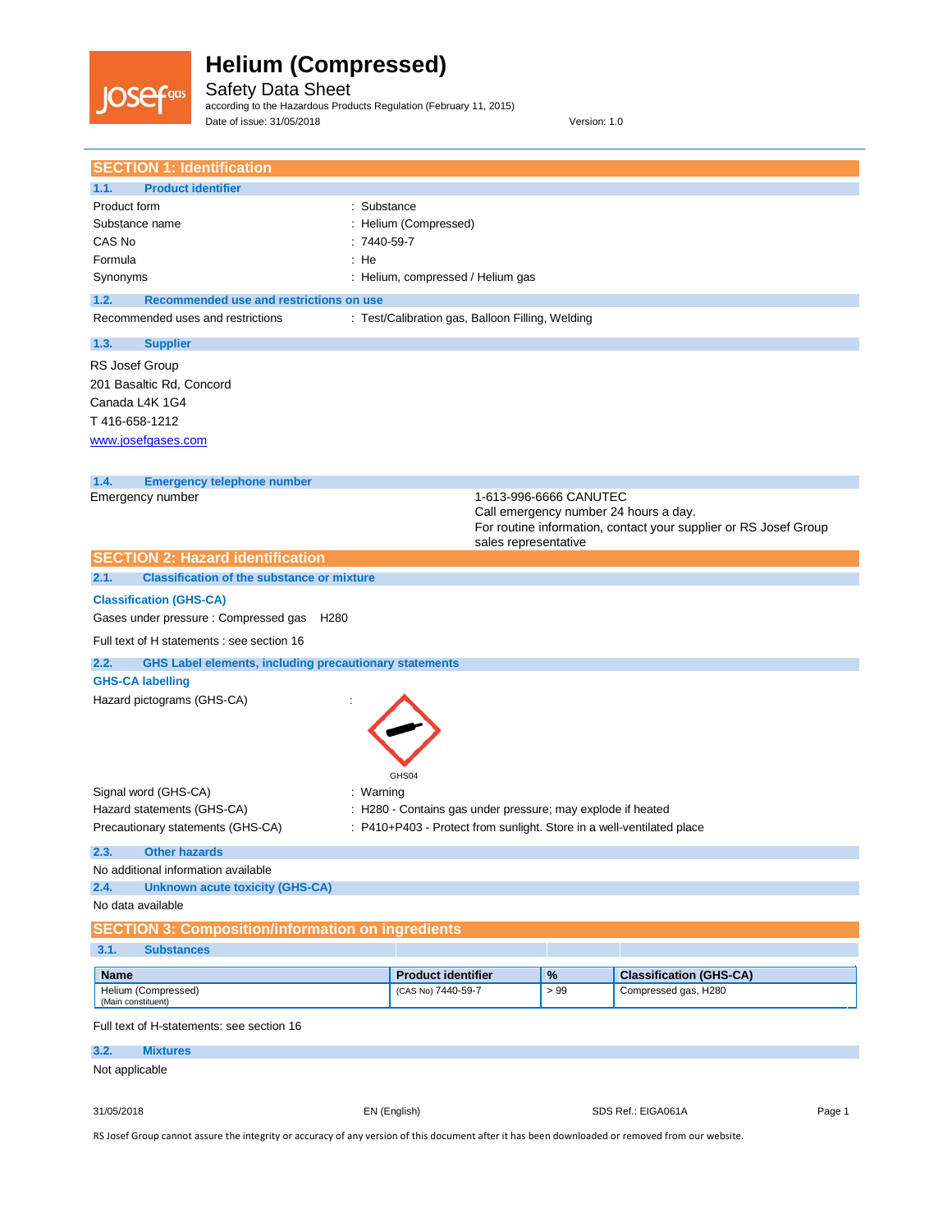# Helium (Compressed)

## Safety Data Sheet

according to the Hazardous Products Regulation (February 11, 2015)

Date of issue: 31/05/2018 Version: 1.0

## SECTION 1: Identification

### 1.1. Product identifier

Product form : Substance

Substance name : Helium (Compressed)

CAS No : 7440-59-7

Formula : He

Synonyms : Helium, compressed / Helium gas

### 1.2. Recommended use and restrictions on use

Recommended uses and restrictions : Test/Calibration gas, Balloon Filling, Welding

### 1.3. Supplier

RS Josef Group
201 Basaltic Rd, Concord
Canada L4K 1G4
T 416-658-1212
www.josefgases.com

### 1.4. Emergency telephone number

Emergency number : 1-613-996-6666 CANUTEC
Call emergency number 24 hours a day.
For routine information, contact your supplier or RS Josef Group sales representative

## SECTION 2: Hazard identification

### 2.1. Classification of the substance or mixture

**Classification (GHS-CA)**

Gases under pressure : Compressed gas H280

Full text of H statements : see section 16

### 2.2. GHS Label elements, including precautionary statements

**GHS-CA labelling**

Hazard pictograms (GHS-CA) :

GHS04

Signal word (GHS-CA) : Warning

Hazard statements (GHS-CA) : H280 - Contains gas under pressure; may explode if heated

Precautionary statements (GHS-CA) : P410+P403 - Protect from sunlight. Store in a well-ventilated place

### 2.3. Other hazards

No additional information available

### 2.4. Unknown acute toxicity (GHS-CA)

No data available

## SECTION 3: Composition/information on ingredients

### 3.1. Substances

| Name | Product identifier | % | Classification (GHS-CA) |
|---|---|---|---|
| Helium (Compressed) (Main constituent) | (CAS No) 7440-59-7 | > 99 | Compressed gas, H280 |

Full text of H-statements: see section 16

### 3.2. Mixtures

Not applicable

SDS Ref.: EIGA061A

RS Josef Group cannot assure the integrity or accuracy of any version of this document after it has been downloaded or removed from our website.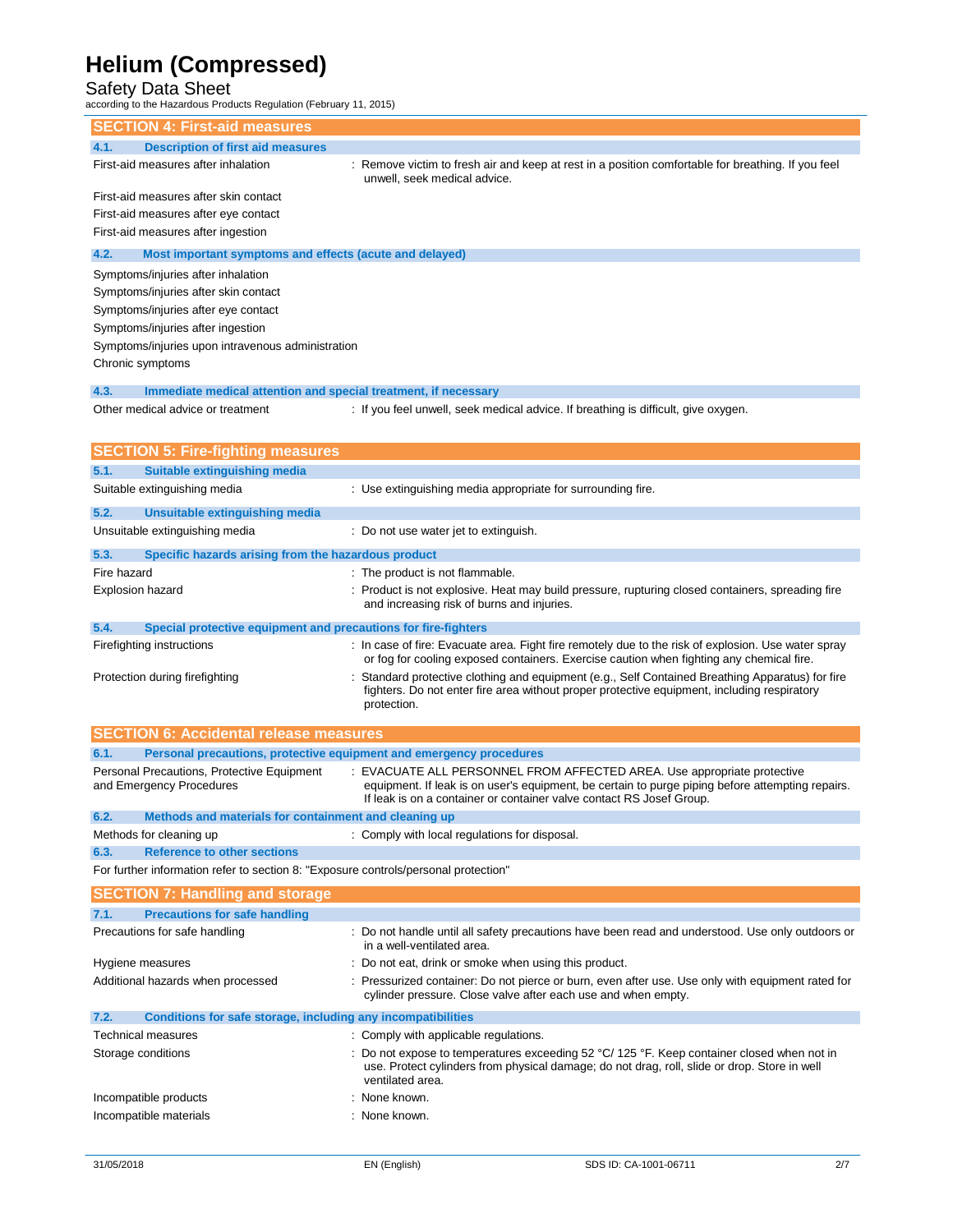## SECTION 4: First-aid measures

### 4.1. Description of first aid measures

| | |
|---|---|
| First-aid measures after inhalation | : Remove victim to fresh air and keep at rest in a position comfortable for breathing. If you feel unwell, seek medical advice. |
| First-aid measures after skin contact | |
| First-aid measures after eye contact | |
| First-aid measures after ingestion | |

### 4.2. Most important symptoms and effects (acute and delayed)

| | |
|---|---|
| Symptoms/injuries after inhalation | |
| Symptoms/injuries after skin contact | |
| Symptoms/injuries after eye contact | |
| Symptoms/injuries after ingestion | |
| Symptoms/injuries upon intravenous administration | |
| Chronic symptoms | |

### 4.3. Immediate medical attention and special treatment, if necessary

| | |
|---|---|
| Other medical advice or treatment | : If you feel unwell, seek medical advice. If breathing is difficult, give oxygen. |

## SECTION 5: Fire-fighting measures

### 5.1. Suitable extinguishing media

| | |
|---|---|
| Suitable extinguishing media | : Use extinguishing media appropriate for surrounding fire. |

### 5.2. Unsuitable extinguishing media

| | |
|---|---|
| Unsuitable extinguishing media | : Do not use water jet to extinguish. |

### 5.3. Specific hazards arising from the hazardous product

| | |
|---|---|
| Fire hazard | : The product is not flammable. |
| Explosion hazard | : Product is not explosive. Heat may build pressure, rupturing closed containers, spreading fire and increasing risk of burns and injuries. |

### 5.4. Special protective equipment and precautions for fire-fighters

| | |
|---|---|
| Firefighting instructions | : In case of fire: Evacuate area. Fight fire remotely due to the risk of explosion. Use water spray or fog for cooling exposed containers. Exercise caution when fighting any chemical fire. |
| Protection during firefighting | : Standard protective clothing and equipment (e.g., Self Contained Breathing Apparatus) for fire fighters. Do not enter fire area without proper protective equipment, including respiratory protection. |

## SECTION 6: Accidental release measures

### 6.1. Personal precautions, protective equipment and emergency procedures

| | |
|---|---|
| Personal Precautions, Protective Equipment and Emergency Procedures | : EVACUATE ALL PERSONNEL FROM AFFECTED AREA. Use appropriate protective equipment. If leak is on user's equipment, be certain to purge piping before attempting repairs. If leak is on a container or container valve contact RS Josef Group. |

### 6.2. Methods and materials for containment and cleaning up

| | |
|---|---|
| Methods for cleaning up | : Comply with local regulations for disposal. |

### 6.3. Reference to other sections

For further information refer to section 8: "Exposure controls/personal protection"

## SECTION 7: Handling and storage

### 7.1. Precautions for safe handling

| | |
|---|---|
| Precautions for safe handling | : Do not handle until all safety precautions have been read and understood. Use only outdoors or in a well-ventilated area. |
| Hygiene measures | : Do not eat, drink or smoke when using this product. |
| Additional hazards when processed | : Pressurized container: Do not pierce or burn, even after use. Use only with equipment rated for cylinder pressure. Close valve after each use and when empty. |

### 7.2. Conditions for safe storage, including any incompatibilities

| | |
|---|---|
| Technical measures | : Comply with applicable regulations. |
| Storage conditions | : Do not expose to temperatures exceeding 52 °C/ 125 °F. Keep container closed when not in use. Protect cylinders from physical damage; do not drag, roll, slide or drop. Store in well ventilated area. |
| Incompatible products | : None known. |
| Incompatible materials | : None known. |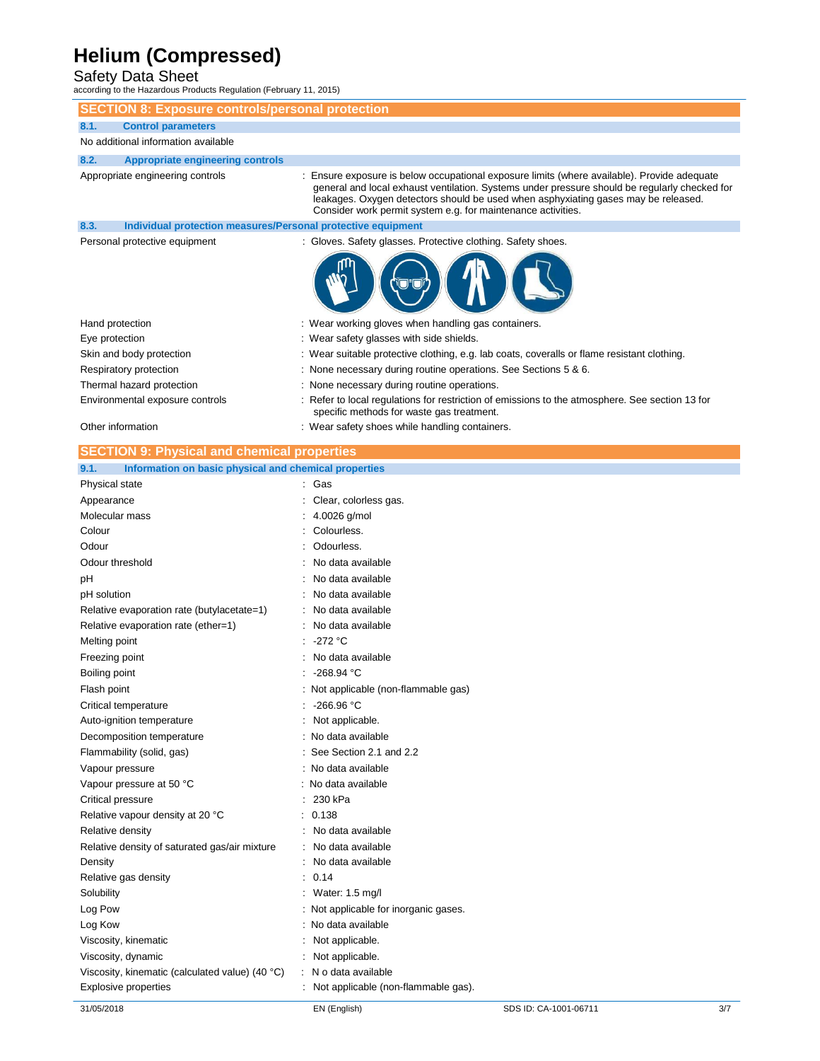## SECTION 8: Exposure controls/personal protection

### 8.1. Control parameters

No additional information available

### 8.2. Appropriate engineering controls

| | |
|---|---|
| Appropriate engineering controls | : Ensure exposure is below occupational exposure limits (where available). Provide adequate general and local exhaust ventilation. Systems under pressure should be regularly checked for leakages. Oxygen detectors should be used when asphyxiating gases may be released. Consider work permit system e.g. for maintenance activities. |

### 8.3. Individual protection measures/Personal protective equipment

| | |
|---|---|
| Personal protective equipment | : Gloves. Safety glasses. Protective clothing. Safety shoes. |
| Hand protection | : Wear working gloves when handling gas containers. |
| Eye protection | : Wear safety glasses with side shields. |
| Skin and body protection | : Wear suitable protective clothing, e.g. lab coats, coveralls or flame resistant clothing. |
| Respiratory protection | : None necessary during routine operations. See Sections 5 & 6. |
| Thermal hazard protection | : None necessary during routine operations. |
| Environmental exposure controls | : Refer to local regulations for restriction of emissions to the atmosphere. See section 13 for specific methods for waste gas treatment. |
| Other information | : Wear safety shoes while handling containers. |

## SECTION 9: Physical and chemical properties

### 9.1. Information on basic physical and chemical properties

| | |
|---|---|
| Physical state | : Gas |
| Appearance | : Clear, colorless gas. |
| Molecular mass | : 4.0026 g/mol |
| Colour | : Colourless. |
| Odour | : Odourless. |
| Odour threshold | : No data available |
| pH | : No data available |
| pH solution | : No data available |
| Relative evaporation rate (butylacetate=1) | : No data available |
| Relative evaporation rate (ether=1) | : No data available |
| Melting point | : -272 °C |
| Freezing point | : No data available |
| Boiling point | : -268.94 °C |
| Flash point | : Not applicable (non-flammable gas) |
| Critical temperature | : -266.96 °C |
| Auto-ignition temperature | : Not applicable. |
| Decomposition temperature | : No data available |
| Flammability (solid, gas) | : See Section 2.1 and 2.2 |
| Vapour pressure | : No data available |
| Vapour pressure at 50 °C | : No data available |
| Critical pressure | : 230 kPa |
| Relative vapour density at 20 °C | : 0.138 |
| Relative density | : No data available |
| Relative density of saturated gas/air mixture | : No data available |
| Density | : No data available |
| Relative gas density | : 0.14 |
| Solubility | : Water: 1.5 mg/l |
| Log Pow | : Not applicable for inorganic gases. |
| Log Kow | : No data available |
| Viscosity, kinematic | : Not applicable. |
| Viscosity, dynamic | : Not applicable. |
| Viscosity, kinematic (calculated value) (40 °C) | : N o data available |
| Explosive properties | : Not applicable (non-flammable gas). |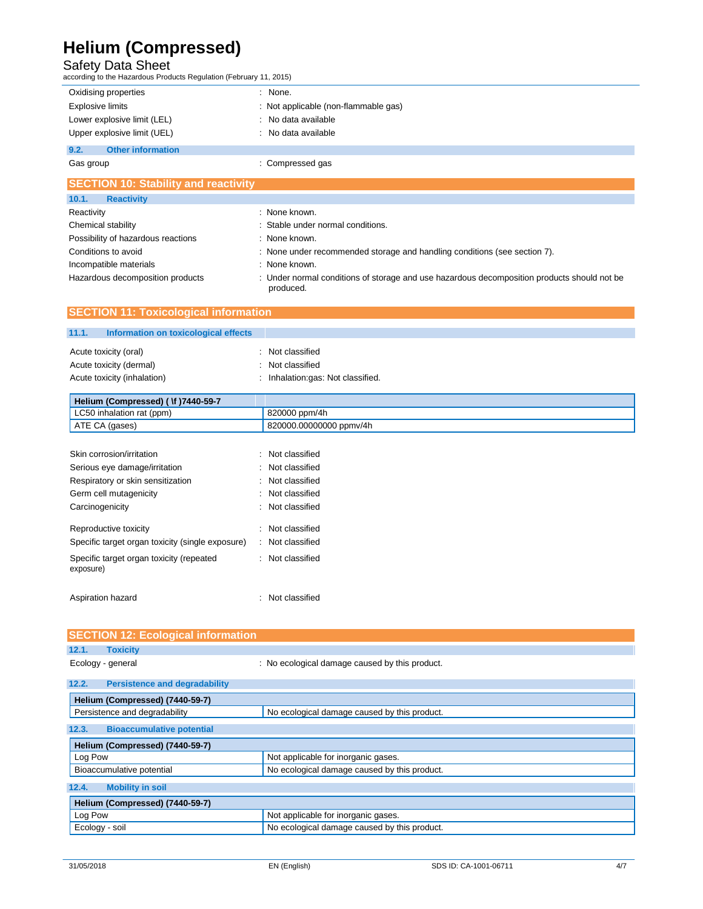| | |
|---|---|
| Oxidising properties | : None. |
| Explosive limits | : Not applicable (non-flammable gas) |
| Lower explosive limit (LEL) | : No data available |
| Upper explosive limit (UEL) | : No data available |

### 9.2. Other information

| | |
|---|---|
| Gas group | : Compressed gas |

## SECTION 10: Stability and reactivity

### 10.1. Reactivity

| | |
|---|---|
| Reactivity | : None known. |
| Chemical stability | : Stable under normal conditions. |
| Possibility of hazardous reactions | : None known. |
| Conditions to avoid | : None under recommended storage and handling conditions (see section 7). |
| Incompatible materials | : None known. |
| Hazardous decomposition products | : Under normal conditions of storage and use hazardous decomposition products should not be produced. |

## SECTION 11: Toxicological information

### 11.1. Information on toxicological effects

| | |
|---|---|
| Acute toxicity (oral) | : Not classified |
| Acute toxicity (dermal) | : Not classified |
| Acute toxicity (inhalation) | : Inhalation:gas: Not classified. |

| Helium (Compressed) ( \f )7440-59-7 | |
|---|---|
| LC50 inhalation rat (ppm) | 820000 ppm/4h |
| ATE CA (gases) | 820000.00000000 ppmv/4h |

| | |
|---|---|
| Skin corrosion/irritation | : Not classified |
| Serious eye damage/irritation | : Not classified |
| Respiratory or skin sensitization | : Not classified |
| Germ cell mutagenicity | : Not classified |
| Carcinogenicity | : Not classified |
| Reproductive toxicity | : Not classified |
| Specific target organ toxicity (single exposure) | : Not classified |
| Specific target organ toxicity (repeated exposure) | : Not classified |
| Aspiration hazard | : Not classified |

## SECTION 12: Ecological information

### 12.1. Toxicity

| | |
|---|---|
| Ecology - general | : No ecological damage caused by this product. |

### 12.2. Persistence and degradability

| Helium (Compressed) (7440-59-7) | |
|---|---|
| Persistence and degradability | No ecological damage caused by this product. |

### 12.3. Bioaccumulative potential

| Helium (Compressed) (7440-59-7) | |
|---|---|
| Log Pow | Not applicable for inorganic gases. |
| Bioaccumulative potential | No ecological damage caused by this product. |

### 12.4. Mobility in soil

| Helium (Compressed) (7440-59-7) | |
|---|---|
| Log Pow | Not applicable for inorganic gases. |
| Ecology - soil | No ecological damage caused by this product. |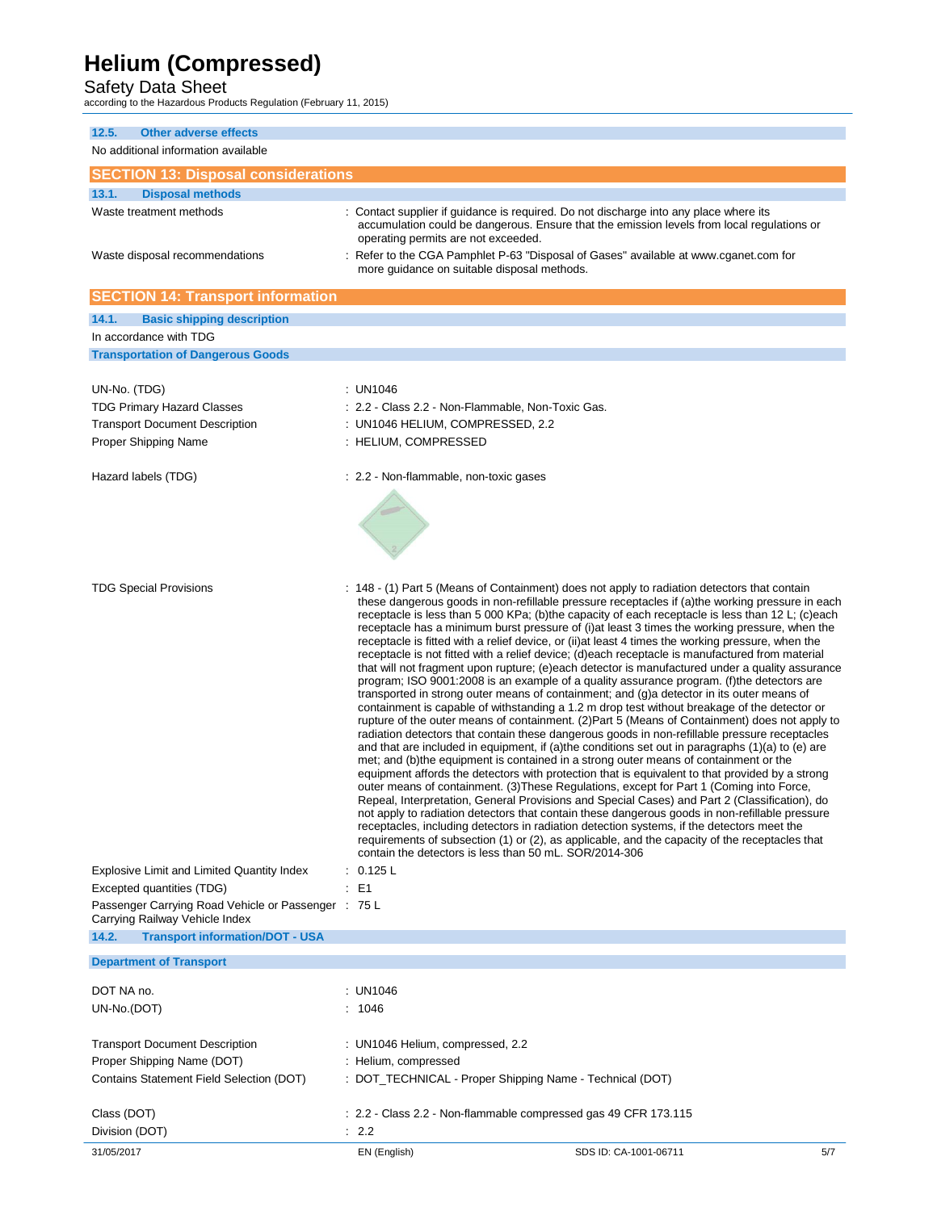### 12.5. Other adverse effects

No additional information available

## SECTION 13: Disposal considerations

### 13.1. Disposal methods

| | |
|---|---|
| Waste treatment methods | : Contact supplier if guidance is required. Do not discharge into any place where its accumulation could be dangerous. Ensure that the emission levels from local regulations or operating permits are not exceeded. |
| Waste disposal recommendations | : Refer to the CGA Pamphlet P-63 "Disposal of Gases" available at www.cganet.com for more guidance on suitable disposal methods. |

## SECTION 14: Transport information

### 14.1. Basic shipping description

In accordance with TDG

**Transportation of Dangerous Goods**

| | |
|---|---|
| UN-No. (TDG) | : UN1046 |
| TDG Primary Hazard Classes | : 2.2 - Class 2.2 - Non-Flammable, Non-Toxic Gas. |
| Transport Document Description | : UN1046 HELIUM, COMPRESSED, 2.2 |
| Proper Shipping Name | : HELIUM, COMPRESSED |
| Hazard labels (TDG) | : 2.2 - Non-flammable, non-toxic gases |
| TDG Special Provisions | : 148 - (1) Part 5 (Means of Containment) does not apply to radiation detectors that contain these dangerous goods in non-refillable pressure receptacles if (a)the working pressure in each receptacle is less than 5 000 KPa; (b)the capacity of each receptacle is less than 12 L; (c)each receptacle has a minimum burst pressure of (i)at least 3 times the working pressure, when the receptacle is fitted with a relief device, or (ii)at least 4 times the working pressure, when the receptacle is not fitted with a relief device; (d)each receptacle is manufactured from material that will not fragment upon rupture; (e)each detector is manufactured under a quality assurance program; ISO 9001:2008 is an example of a quality assurance program. (f)the detectors are transported in strong outer means of containment; and (g)a detector in its outer means of containment is capable of withstanding a 1.2 m drop test without breakage of the detector or rupture of the outer means of containment. (2)Part 5 (Means of Containment) does not apply to radiation detectors that contain these dangerous goods in non-refillable pressure receptacles and that are included in equipment, if (a)the conditions set out in paragraphs (1)(a) to (e) are met; and (b)the equipment is contained in a strong outer means of containment or the equipment affords the detectors with protection that is equivalent to that provided by a strong outer means of containment. (3)These Regulations, except for Part 1 (Coming into Force, Repeal, Interpretation, General Provisions and Special Cases) and Part 2 (Classification), do not apply to radiation detectors that contain these dangerous goods in non-refillable pressure receptacles, including detectors in radiation detection systems, if the detectors meet the requirements of subsection (1) or (2), as applicable, and the capacity of the receptacles that contain the detectors is less than 50 mL. SOR/2014-306 |
| Explosive Limit and Limited Quantity Index | : 0.125 L |
| Excepted quantities (TDG) | : E1 |
| Passenger Carrying Road Vehicle or Passenger Carrying Railway Vehicle Index | : 75 L |

### 14.2. Transport information/DOT - USA

**Department of Transport**

| | |
|---|---|
| DOT NA no. | : UN1046 |
| UN-No.(DOT) | : 1046 |
| Transport Document Description | : UN1046 Helium, compressed, 2.2 |
| Proper Shipping Name (DOT) | : Helium, compressed |
| Contains Statement Field Selection (DOT) | : DOT_TECHNICAL - Proper Shipping Name - Technical (DOT) |
| Class (DOT) | : 2.2 - Class 2.2 - Non-flammable compressed gas 49 CFR 173.115 |
| Division (DOT) | : 2.2 |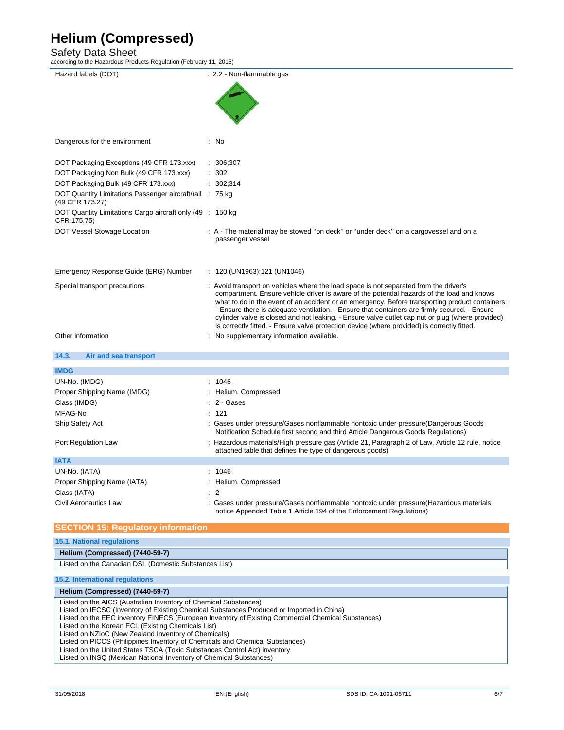| | |
|---|---|
| Hazard labels (DOT) | : 2.2 - Non-flammable gas |
| Dangerous for the environment | : No |
| DOT Packaging Exceptions (49 CFR 173.xxx) | : 306;307 |
| DOT Packaging Non Bulk (49 CFR 173.xxx) | : 302 |
| DOT Packaging Bulk (49 CFR 173.xxx) | : 302;314 |
| DOT Quantity Limitations Passenger aircraft/rail (49 CFR 173.27) | : 75 kg |
| DOT Quantity Limitations Cargo aircraft only (49 CFR 175.75) | : 150 kg |
| DOT Vessel Stowage Location | : A - The material may be stowed "on deck" or "under deck" on a cargovessel and on a passenger vessel |
| Emergency Response Guide (ERG) Number | : 120 (UN1963);121 (UN1046) |
| Special transport precautions | : Avoid transport on vehicles where the load space is not separated from the driver's compartment. Ensure vehicle driver is aware of the potential hazards of the load and knows what to do in the event of an accident or an emergency. Before transporting product containers: - Ensure there is adequate ventilation. - Ensure that containers are firmly secured. - Ensure cylinder valve is closed and not leaking. - Ensure valve outlet cap nut or plug (where provided) is correctly fitted. - Ensure valve protection device (where provided) is correctly fitted. |
| Other information | : No supplementary information available. |

### 14.3. Air and sea transport

**IMDG**

| | |
|---|---|
| UN-No. (IMDG) | : 1046 |
| Proper Shipping Name (IMDG) | : Helium, Compressed |
| Class (IMDG) | : 2 - Gases |
| MFAG-No | : 121 |
| Ship Safety Act | : Gases under pressure/Gases nonflammable nontoxic under pressure(Dangerous Goods Notification Schedule first second and third Article Dangerous Goods Regulations) |
| Port Regulation Law | : Hazardous materials/High pressure gas (Article 21, Paragraph 2 of Law, Article 12 rule, notice attached table that defines the type of dangerous goods) |

**IATA**

| | |
|---|---|
| UN-No. (IATA) | : 1046 |
| Proper Shipping Name (IATA) | : Helium, Compressed |
| Class (IATA) | : 2 |
| Civil Aeronautics Law | : Gases under pressure/Gases nonflammable nontoxic under pressure(Hazardous materials notice Appended Table 1 Article 194 of the Enforcement Regulations) |

## SECTION 15: Regulatory information

### 15.1. National regulations

**Helium (Compressed) (7440-59-7)**

Listed on the Canadian DSL (Domestic Substances List)

### 15.2. International regulations

**Helium (Compressed) (7440-59-7)**

Listed on the AICS (Australian Inventory of Chemical Substances)
Listed on IECSC (Inventory of Existing Chemical Substances Produced or Imported in China)
Listed on the EEC inventory EINECS (European Inventory of Existing Commercial Chemical Substances)
Listed on the Korean ECL (Existing Chemicals List)
Listed on NZIoC (New Zealand Inventory of Chemicals)
Listed on PICCS (Philippines Inventory of Chemicals and Chemical Substances)
Listed on the United States TSCA (Toxic Substances Control Act) inventory
Listed on INSQ (Mexican National Inventory of Chemical Substances)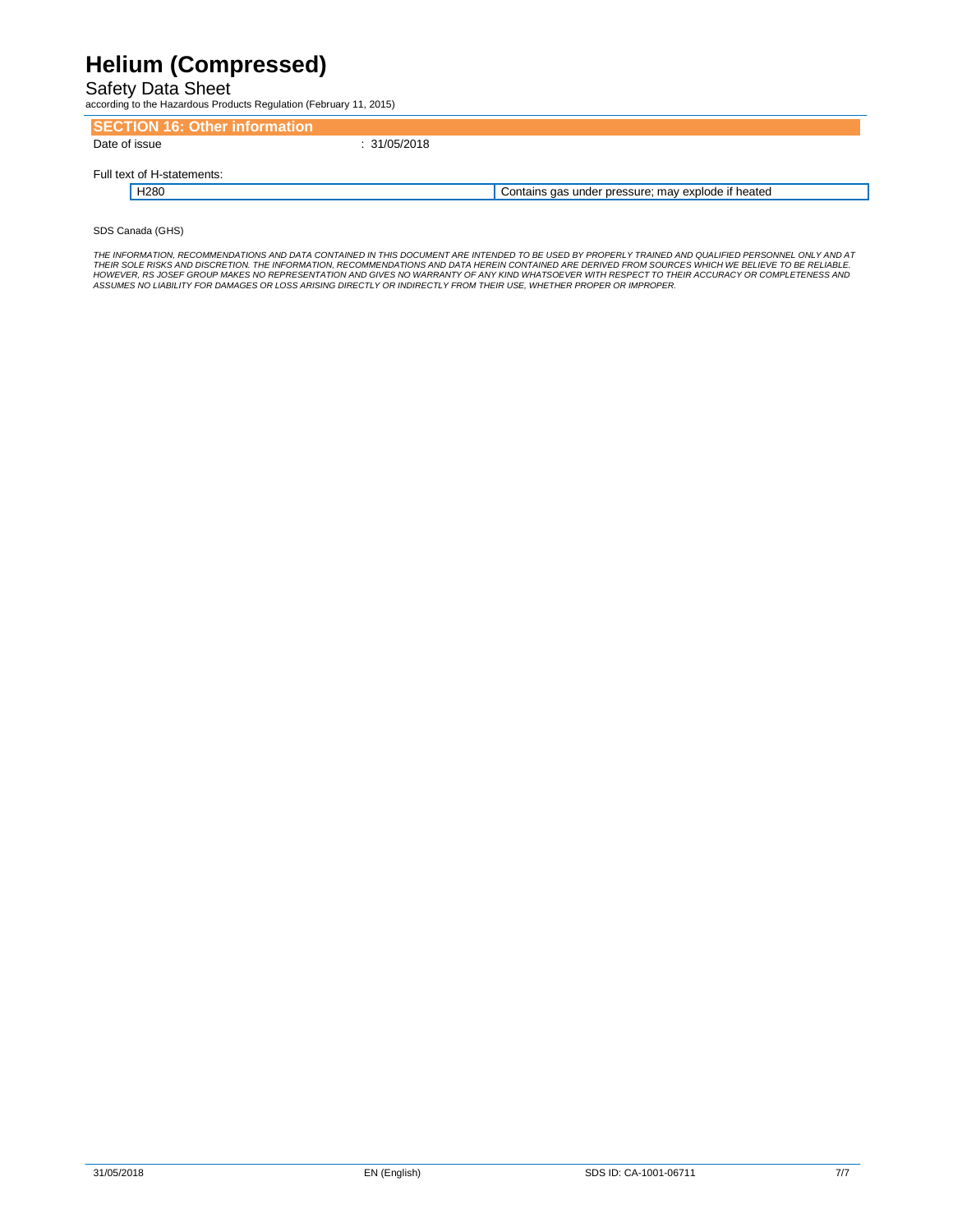## SECTION 16: Other information

Date of issue : 31/05/2018

Full text of H-statements:

| | |
|---|---|
| H280 | Contains gas under pressure; may explode if heated |

SDS Canada (GHS)

*THE INFORMATION, RECOMMENDATIONS AND DATA CONTAINED IN THIS DOCUMENT ARE INTENDED TO BE USED BY PROPERLY TRAINED AND QUALIFIED PERSONNEL ONLY AND AT THEIR SOLE RISKS AND DISCRETION. THE INFORMATION, RECOMMENDATIONS AND DATA HEREIN CONTAINED ARE DERIVED FROM SOURCES WHICH WE BELIEVE TO BE RELIABLE. HOWEVER, RS JOSEF GROUP MAKES NO REPRESENTATION AND GIVES NO WARRANTY OF ANY KIND WHATSOEVER WITH RESPECT TO THEIR ACCURACY OR COMPLETENESS AND ASSUMES NO LIABILITY FOR DAMAGES OR LOSS ARISING DIRECTLY OR INDIRECTLY FROM THEIR USE, WHETHER PROPER OR IMPROPER.*